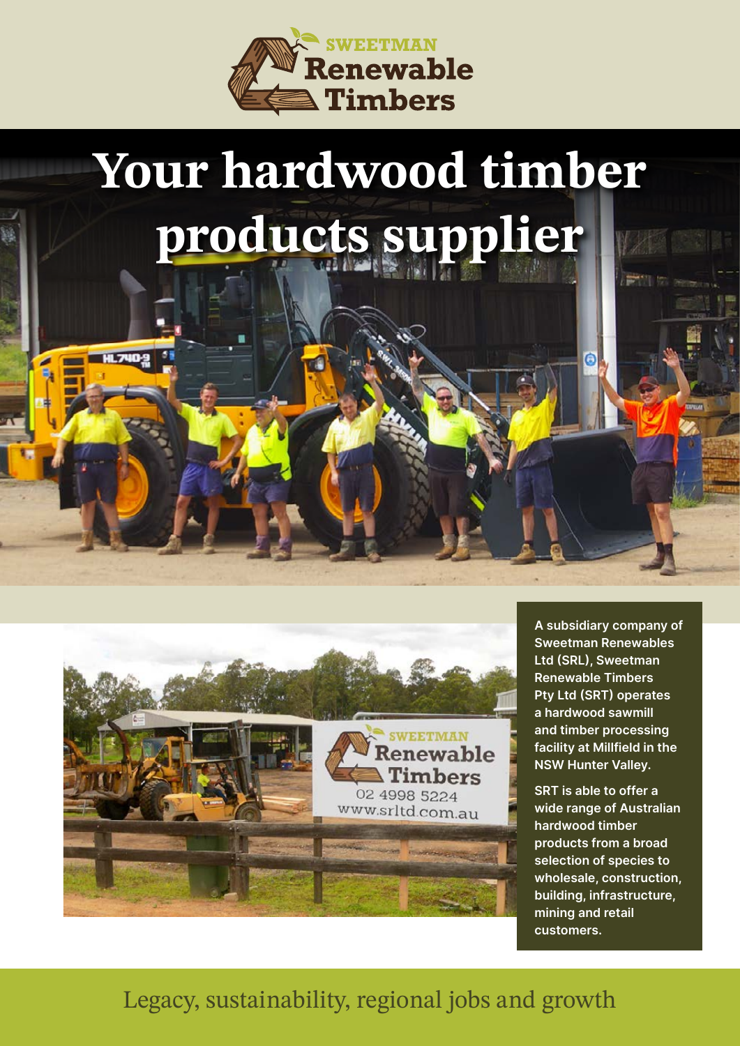SWEETMAN
Renewable
Timbers

# Your hardwood timber products supplier

A subsidiary company of Sweetman Renewables Ltd (SRL), Sweetman Renewable Timbers Pty Ltd (SRT) operates a hardwood sawmill and timber processing facility at Millfield in the NSW Hunter Valley.

SRT is able to offer a wide range of Australian hardwood timber products from a broad selection of species to wholesale, construction, building, infrastructure, mining and retail customers.

Legacy, sustainability, regional jobs and growth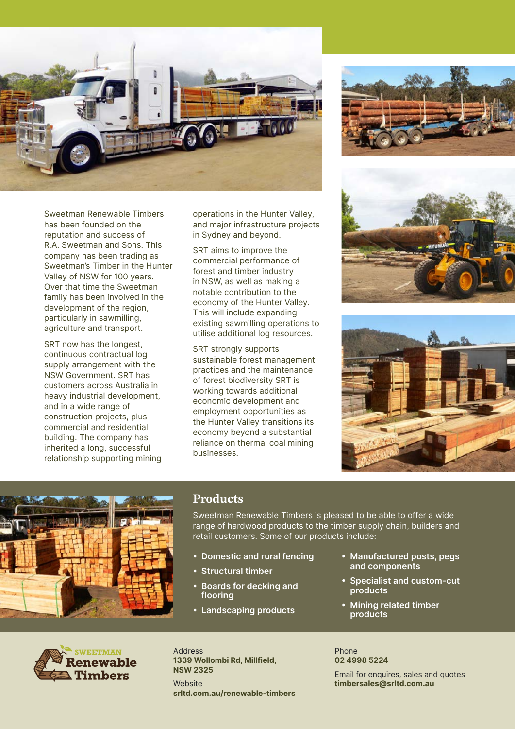Sweetman Renewable Timbers has been founded on the reputation and success of R.A. Sweetman and Sons. This company has been trading as Sweetman's Timber in the Hunter Valley of NSW for 100 years. Over that time the Sweetman family has been involved in the development of the region, particularly in sawmilling, agriculture and transport.

SRT now has the longest, continuous contractual log supply arrangement with the NSW Government. SRT has customers across Australia in heavy industrial development, and in a wide range of construction projects, plus commercial and residential building. The company has inherited a long, successful relationship supporting mining operations in the Hunter Valley, and major infrastructure projects in Sydney and beyond.

SRT aims to improve the commercial performance of forest and timber industry in NSW, as well as making a notable contribution to the economy of the Hunter Valley. This will include expanding existing sawmilling operations to utilise additional log resources.

SRT strongly supports sustainable forest management practices and the maintenance of forest biodiversity SRT is working towards additional economic development and employment opportunities as the Hunter Valley transitions its economy beyond a substantial reliance on thermal coal mining businesses.

## Products

Sweetman Renewable Timbers is pleased to be able to offer a wide range of hardwood products to the timber supply chain, builders and retail customers. Some of our products include:

- **Domestic and rural fencing**
- **Structural timber**
- **Boards for decking and flooring**
- **Landscaping products**
- **Manufactured posts, pegs and components**
- **Specialist and custom-cut products**
- **Mining related timber products**

SWEETMAN Renewable Timbers

Address
**1339 Wollombi Rd, Millfield, NSW 2325**

Website
**srltd.com.au/renewable-timbers**

Phone
**02 4998 5224**

Email for enquires, sales and quotes
**timbersales@srltd.com.au**